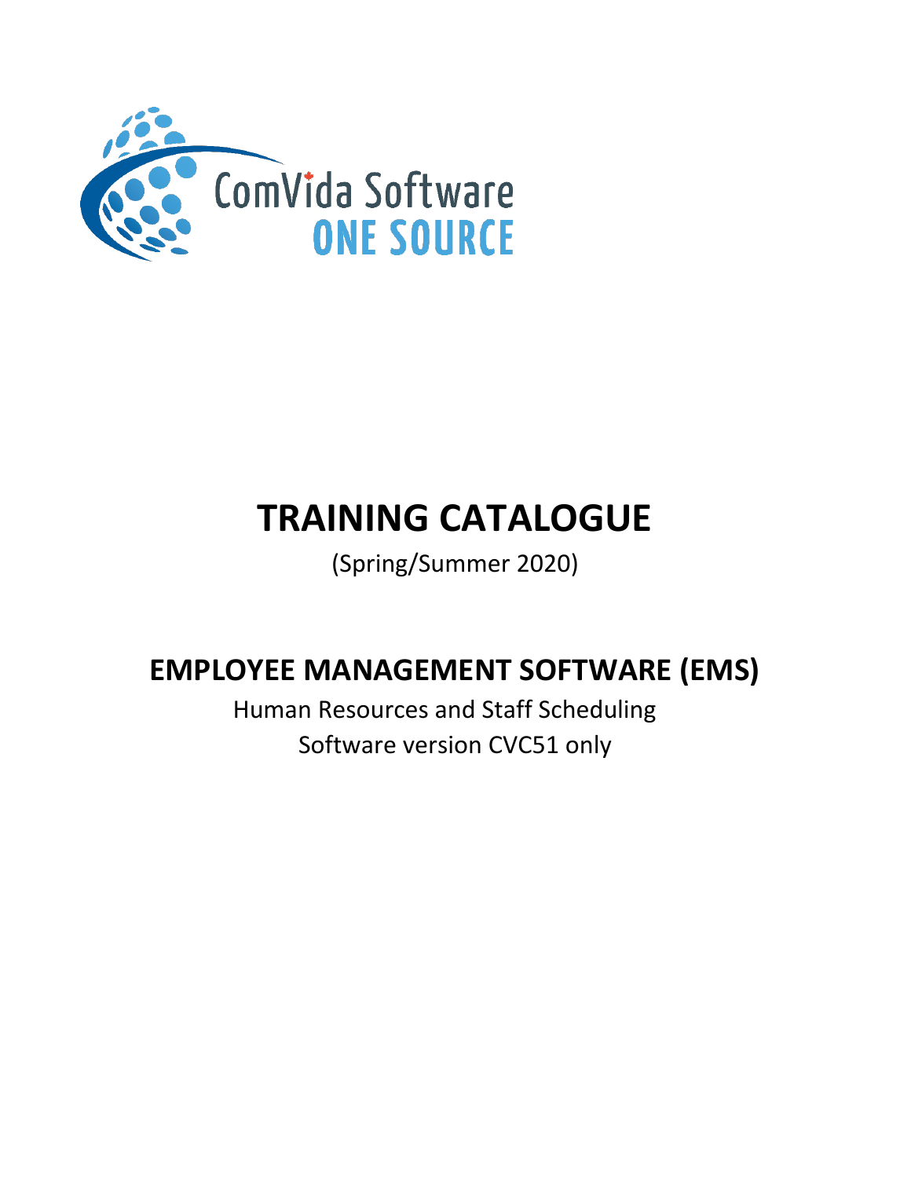ComVida Software
ONE SOURCE

# TRAINING CATALOGUE

(Spring/Summer 2020)

## EMPLOYEE MANAGEMENT SOFTWARE (EMS)

Human Resources and Staff Scheduling
Software version CVC51 only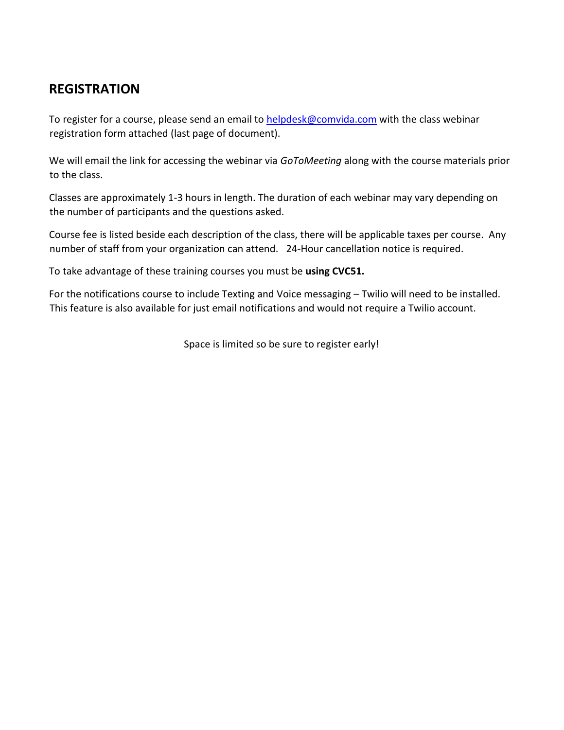## REGISTRATION

To register for a course, please send an email to helpdesk@comvida.com with the class webinar registration form attached (last page of document).

We will email the link for accessing the webinar via *GoToMeeting* along with the course materials prior to the class.

Classes are approximately 1-3 hours in length. The duration of each webinar may vary depending on the number of participants and the questions asked.

Course fee is listed beside each description of the class, there will be applicable taxes per course. Any number of staff from your organization can attend. 24-Hour cancellation notice is required.

To take advantage of these training courses you must be **using CVC51.**

For the notifications course to include Texting and Voice messaging – Twilio will need to be installed. This feature is also available for just email notifications and would not require a Twilio account.

Space is limited so be sure to register early!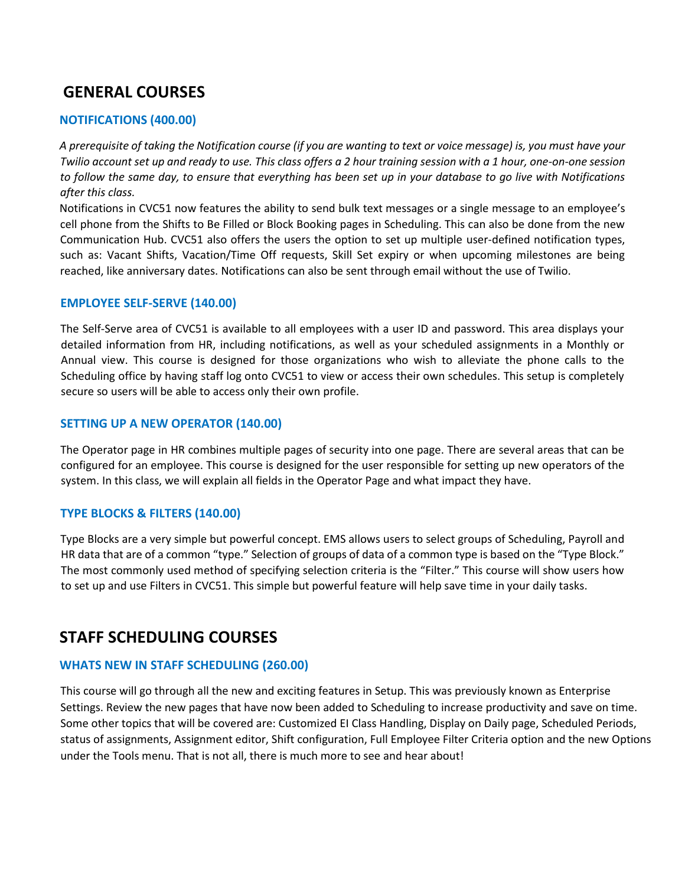# GENERAL COURSES

### NOTIFICATIONS (400.00)

*A prerequisite of taking the Notification course (if you are wanting to text or voice message) is, you must have your Twilio account set up and ready to use. This class offers a 2 hour training session with a 1 hour, one-on-one session to follow the same day, to ensure that everything has been set up in your database to go live with Notifications after this class.*

Notifications in CVC51 now features the ability to send bulk text messages or a single message to an employee's cell phone from the Shifts to Be Filled or Block Booking pages in Scheduling. This can also be done from the new Communication Hub. CVC51 also offers the users the option to set up multiple user-defined notification types, such as: Vacant Shifts, Vacation/Time Off requests, Skill Set expiry or when upcoming milestones are being reached, like anniversary dates. Notifications can also be sent through email without the use of Twilio.

### EMPLOYEE SELF-SERVE (140.00)

The Self-Serve area of CVC51 is available to all employees with a user ID and password. This area displays your detailed information from HR, including notifications, as well as your scheduled assignments in a Monthly or Annual view. This course is designed for those organizations who wish to alleviate the phone calls to the Scheduling office by having staff log onto CVC51 to view or access their own schedules. This setup is completely secure so users will be able to access only their own profile.

### SETTING UP A NEW OPERATOR (140.00)

The Operator page in HR combines multiple pages of security into one page. There are several areas that can be configured for an employee. This course is designed for the user responsible for setting up new operators of the system. In this class, we will explain all fields in the Operator Page and what impact they have.

### TYPE BLOCKS & FILTERS (140.00)

Type Blocks are a very simple but powerful concept. EMS allows users to select groups of Scheduling, Payroll and HR data that are of a common "type." Selection of groups of data of a common type is based on the "Type Block." The most commonly used method of specifying selection criteria is the "Filter." This course will show users how to set up and use Filters in CVC51. This simple but powerful feature will help save time in your daily tasks.

# STAFF SCHEDULING COURSES

### WHATS NEW IN STAFF SCHEDULING (260.00)

This course will go through all the new and exciting features in Setup. This was previously known as Enterprise Settings. Review the new pages that have now been added to Scheduling to increase productivity and save on time. Some other topics that will be covered are: Customized EI Class Handling, Display on Daily page, Scheduled Periods, status of assignments, Assignment editor, Shift configuration, Full Employee Filter Criteria option and the new Options under the Tools menu. That is not all, there is much more to see and hear about!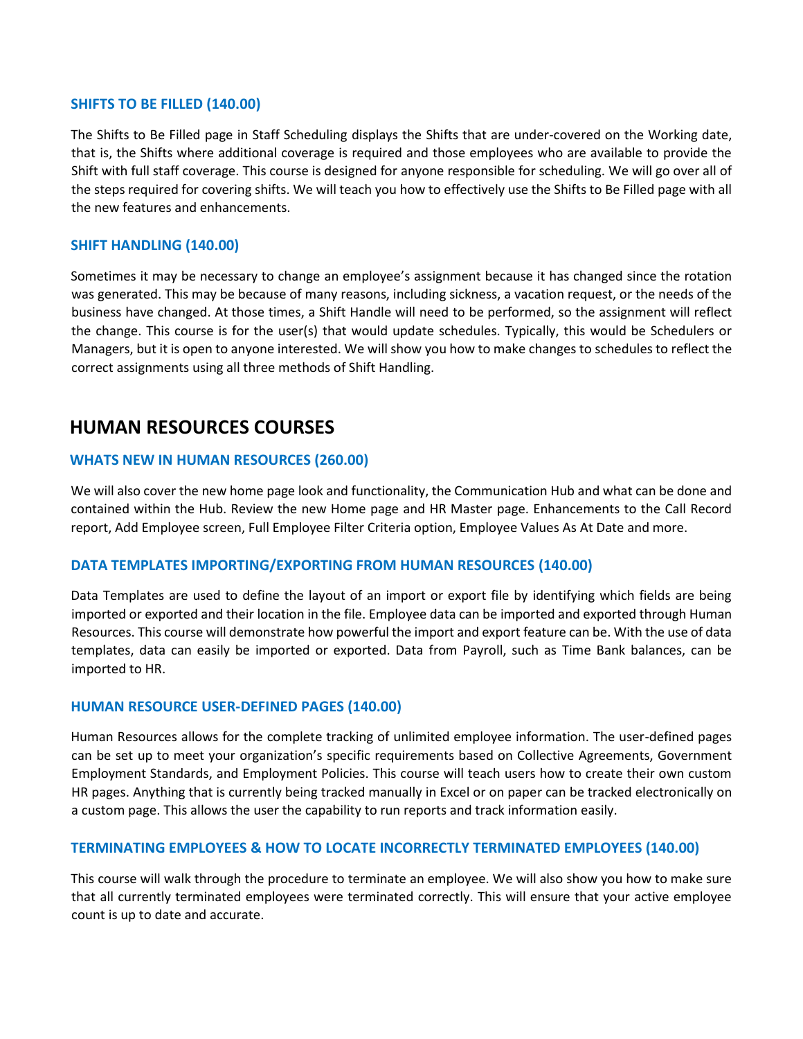### SHIFTS TO BE FILLED (140.00)

The Shifts to Be Filled page in Staff Scheduling displays the Shifts that are under-covered on the Working date, that is, the Shifts where additional coverage is required and those employees who are available to provide the Shift with full staff coverage. This course is designed for anyone responsible for scheduling. We will go over all of the steps required for covering shifts. We will teach you how to effectively use the Shifts to Be Filled page with all the new features and enhancements.

### SHIFT HANDLING (140.00)

Sometimes it may be necessary to change an employee's assignment because it has changed since the rotation was generated. This may be because of many reasons, including sickness, a vacation request, or the needs of the business have changed. At those times, a Shift Handle will need to be performed, so the assignment will reflect the change. This course is for the user(s) that would update schedules. Typically, this would be Schedulers or Managers, but it is open to anyone interested. We will show you how to make changes to schedules to reflect the correct assignments using all three methods of Shift Handling.

## HUMAN RESOURCES COURSES

### WHATS NEW IN HUMAN RESOURCES (260.00)

We will also cover the new home page look and functionality, the Communication Hub and what can be done and contained within the Hub. Review the new Home page and HR Master page. Enhancements to the Call Record report, Add Employee screen, Full Employee Filter Criteria option, Employee Values As At Date and more.

### DATA TEMPLATES IMPORTING/EXPORTING FROM HUMAN RESOURCES (140.00)

Data Templates are used to define the layout of an import or export file by identifying which fields are being imported or exported and their location in the file. Employee data can be imported and exported through Human Resources. This course will demonstrate how powerful the import and export feature can be. With the use of data templates, data can easily be imported or exported. Data from Payroll, such as Time Bank balances, can be imported to HR.

### HUMAN RESOURCE USER-DEFINED PAGES (140.00)

Human Resources allows for the complete tracking of unlimited employee information. The user-defined pages can be set up to meet your organization's specific requirements based on Collective Agreements, Government Employment Standards, and Employment Policies. This course will teach users how to create their own custom HR pages. Anything that is currently being tracked manually in Excel or on paper can be tracked electronically on a custom page. This allows the user the capability to run reports and track information easily.

### TERMINATING EMPLOYEES & HOW TO LOCATE INCORRECTLY TERMINATED EMPLOYEES (140.00)

This course will walk through the procedure to terminate an employee. We will also show you how to make sure that all currently terminated employees were terminated correctly. This will ensure that your active employee count is up to date and accurate.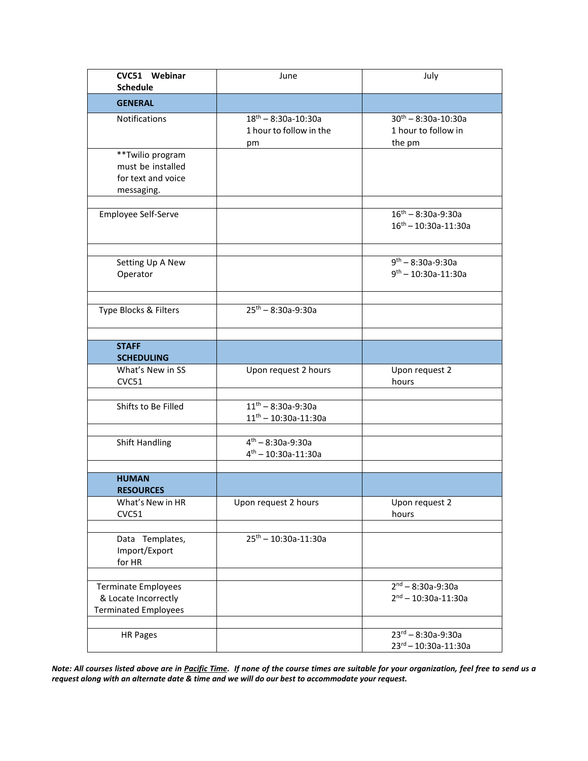| CVC51 Webinar Schedule | June | July |
|---|---|---|
| **GENERAL** | | |
| Notifications | 18th – 8:30a-10:30a<br>1 hour to follow in the pm | 30th – 8:30a-10:30a<br>1 hour to follow in the pm |
| **Twilio program must be installed for text and voice messaging. | | |
| | | |
| Employee Self-Serve | | 16th – 8:30a-9:30a<br>16th – 10:30a-11:30a |
| | | |
| Setting Up A New Operator | | 9th – 8:30a-9:30a<br>9th – 10:30a-11:30a |
| | | |
| Type Blocks & Filters | 25th – 8:30a-9:30a | |
| | | |
| **STAFF SCHEDULING** | | |
| What's New in SS CVC51 | Upon request 2 hours | Upon request 2 hours |
| | | |
| Shifts to Be Filled | 11th – 8:30a-9:30a<br>11th – 10:30a-11:30a | |
| | | |
| Shift Handling | 4th – 8:30a-9:30a<br>4th – 10:30a-11:30a | |
| | | |
| **HUMAN RESOURCES** | | |
| What's New in HR CVC51 | Upon request 2 hours | Upon request 2 hours |
| | | |
| Data Templates, Import/Export for HR | 25th – 10:30a-11:30a | |
| | | |
| Terminate Employees & Locate Incorrectly Terminated Employees | | 2nd – 8:30a-9:30a<br>2nd – 10:30a-11:30a |
| | | |
| HR Pages | | 23rd – 8:30a-9:30a<br>23rd – 10:30a-11:30a |

***Note: All courses listed above are in Pacific Time. If none of the course times are suitable for your organization, feel free to send us a request along with an alternate date & time and we will do our best to accommodate your request.***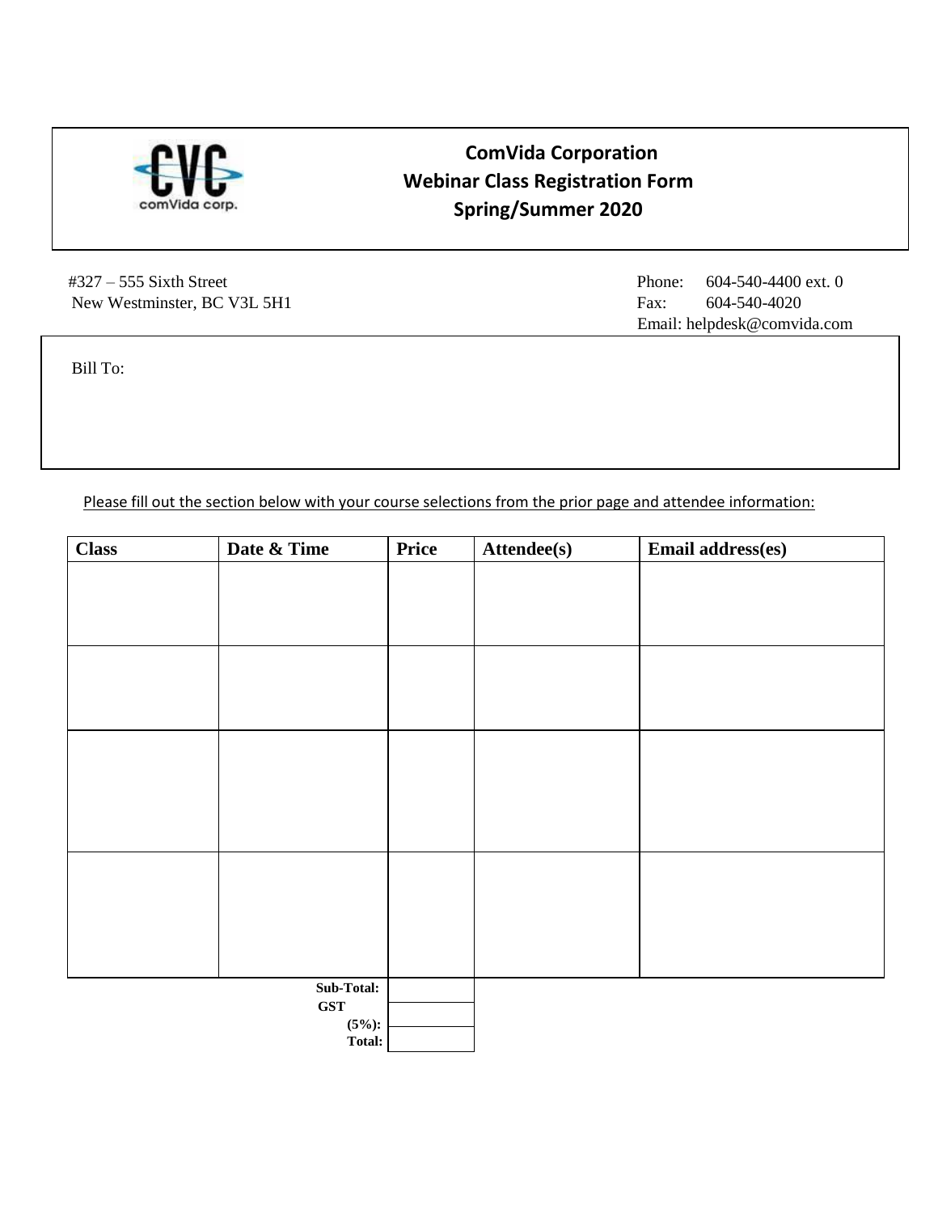## ComVida Corporation
## Webinar Class Registration Form
## Spring/Summer 2020

#327 – 555 Sixth Street
New Westminster, BC V3L 5H1

Phone: 604-540-4400 ext. 0
Fax: 604-540-4020
Email: helpdesk@comvida.com

Bill To:

Please fill out the section below with your course selections from the prior page and attendee information:

| Class | Date & Time | Price | Attendee(s) | Email address(es) |
|---|---|---|---|---|
| | | | | |
| | | | | |
| | | | | |
| | | | | |
| | **Sub-Total:** | | | |
| | **GST (5%):** | | | |
| | **Total:** | | | |